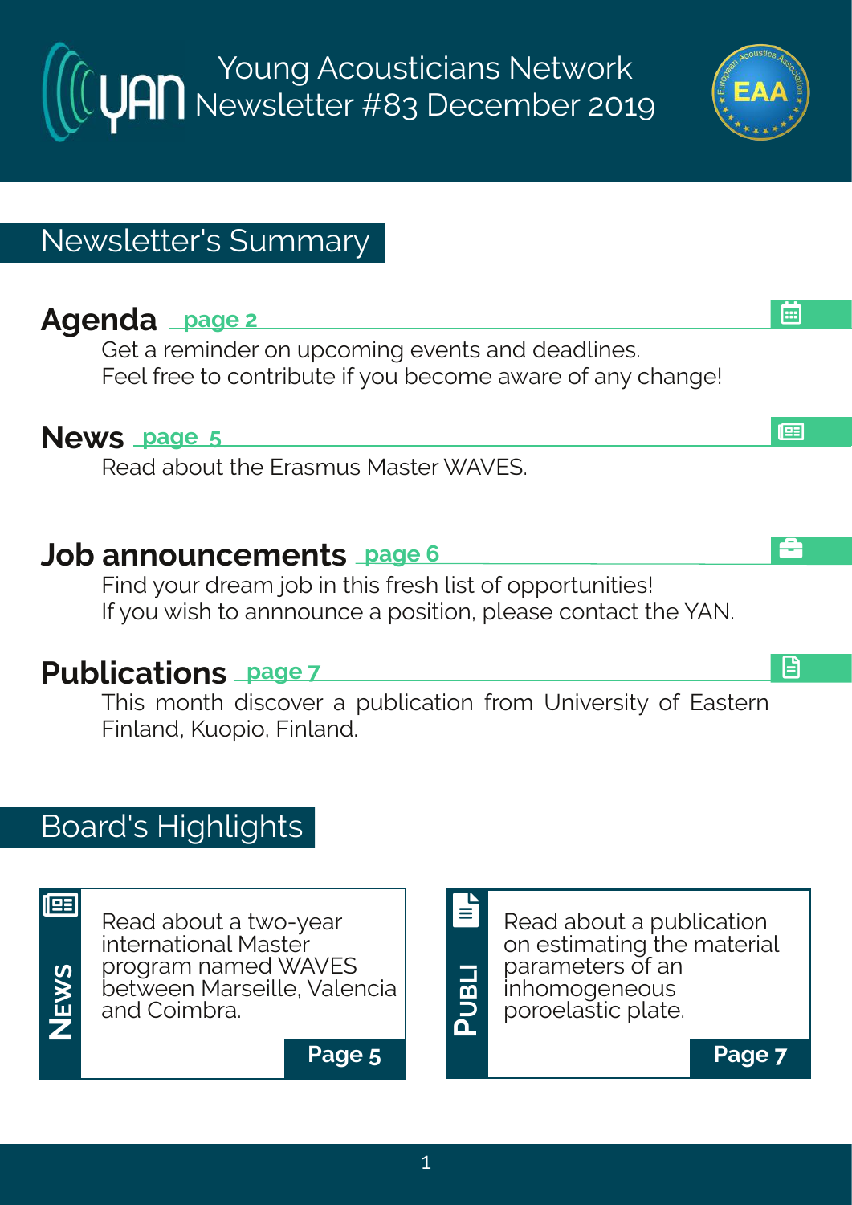# Young Acousticians Network Newsletter #83 December 2019

## Newsletter's Summary

### Agenda page 2

Get a reminder on upcoming events and deadlines.
Feel free to contribute if you become aware of any change!

### News page 5

Read about the Erasmus Master WAVES.

### Job announcements page 6

Find your dream job in this fresh list of opportunities!
If you wish to annnounce a position, please contact the YAN.

### Publications page 7

This month discover a publication from University of Eastern Finland, Kuopio, Finland.

## Board's Highlights

**NEWS**

Read about a two-year international Master program named WAVES between Marseille, Valencia and Coimbra.

**Page 5**

**PUBLI**

Read about a publication on estimating the material parameters of an inhomogeneous poroelastic plate.

**Page 7**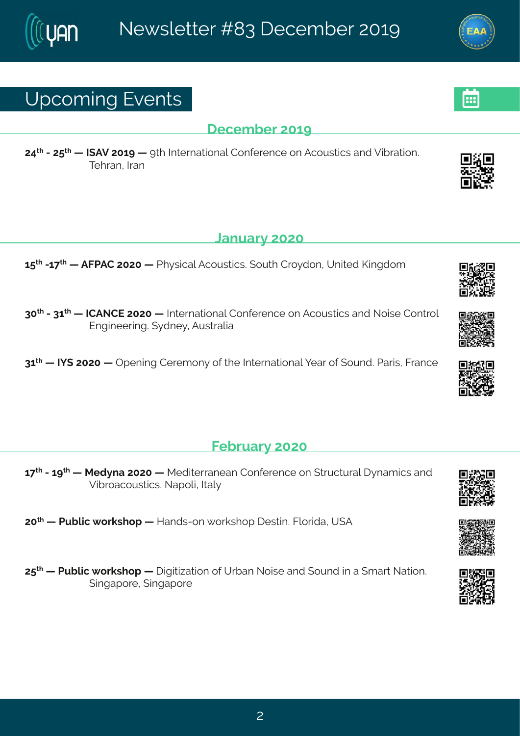## Upcoming Events

### December 2019

**24th - 25th — ISAV 2019 —** 9th International Conference on Acoustics and Vibration. Tehran, Iran

### January 2020

**15th -17th — AFPAC 2020 —** Physical Acoustics. South Croydon, United Kingdom

**30th - 31th — ICANCE 2020 —** International Conference on Acoustics and Noise Control Engineering. Sydney, Australia

**31th — IYS 2020 —** Opening Ceremony of the International Year of Sound. Paris, France

### February 2020

**17th - 19th — Medyna 2020 —** Mediterranean Conference on Structural Dynamics and Vibroacoustics. Napoli, Italy

**20th — Public workshop —** Hands-on workshop Destin. Florida, USA

**25th — Public workshop —** Digitization of Urban Noise and Sound in a Smart Nation. Singapore, Singapore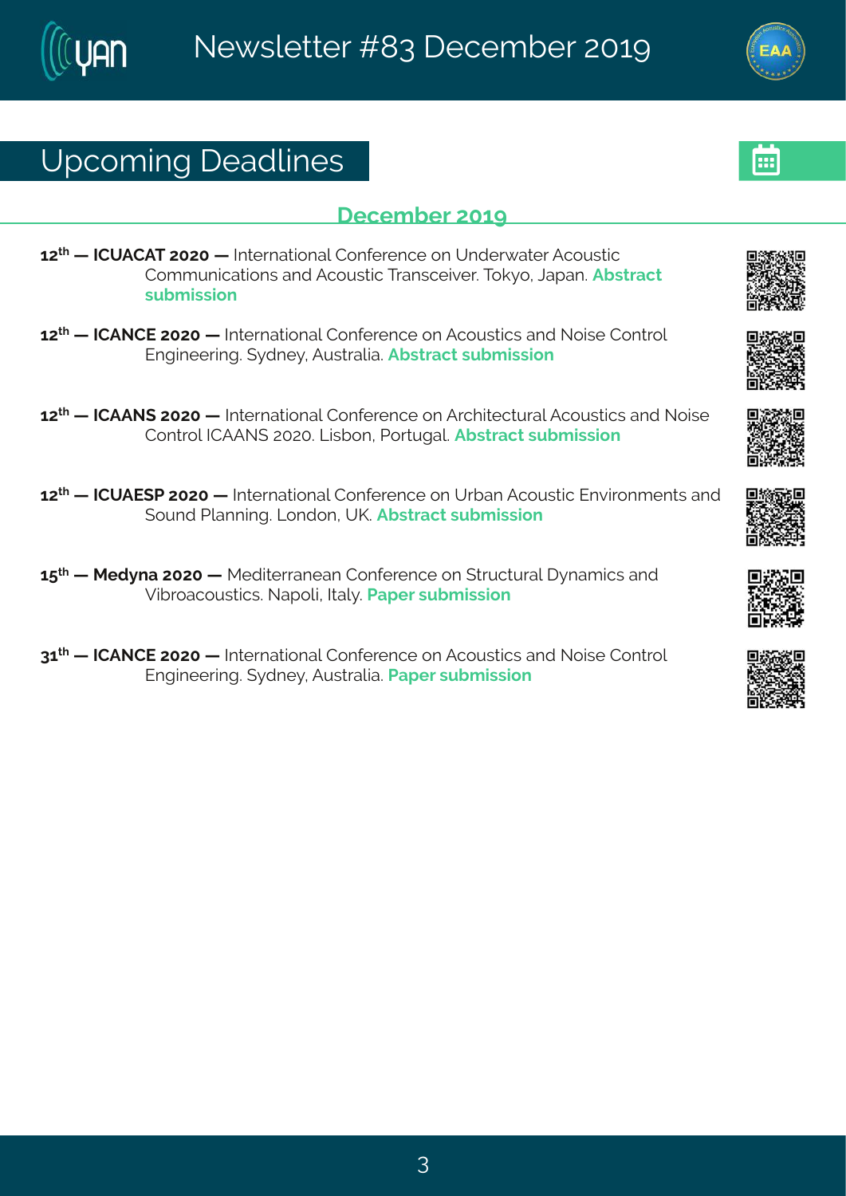## Upcoming Deadlines

### December 2019

**12th — ICUACAT 2020 —** International Conference on Underwater Acoustic Communications and Acoustic Transceiver. Tokyo, Japan. **Abstract submission**

**12th — ICANCE 2020 —** International Conference on Acoustics and Noise Control Engineering. Sydney, Australia. **Abstract submission**

**12th — ICAANS 2020 —** International Conference on Architectural Acoustics and Noise Control ICAANS 2020. Lisbon, Portugal. **Abstract submission**

**12th — ICUAESP 2020 —** International Conference on Urban Acoustic Environments and Sound Planning. London, UK. **Abstract submission**

**15th — Medyna 2020 —** Mediterranean Conference on Structural Dynamics and Vibroacoustics. Napoli, Italy. **Paper submission**

**31th — ICANCE 2020 —** International Conference on Acoustics and Noise Control Engineering. Sydney, Australia. **Paper submission**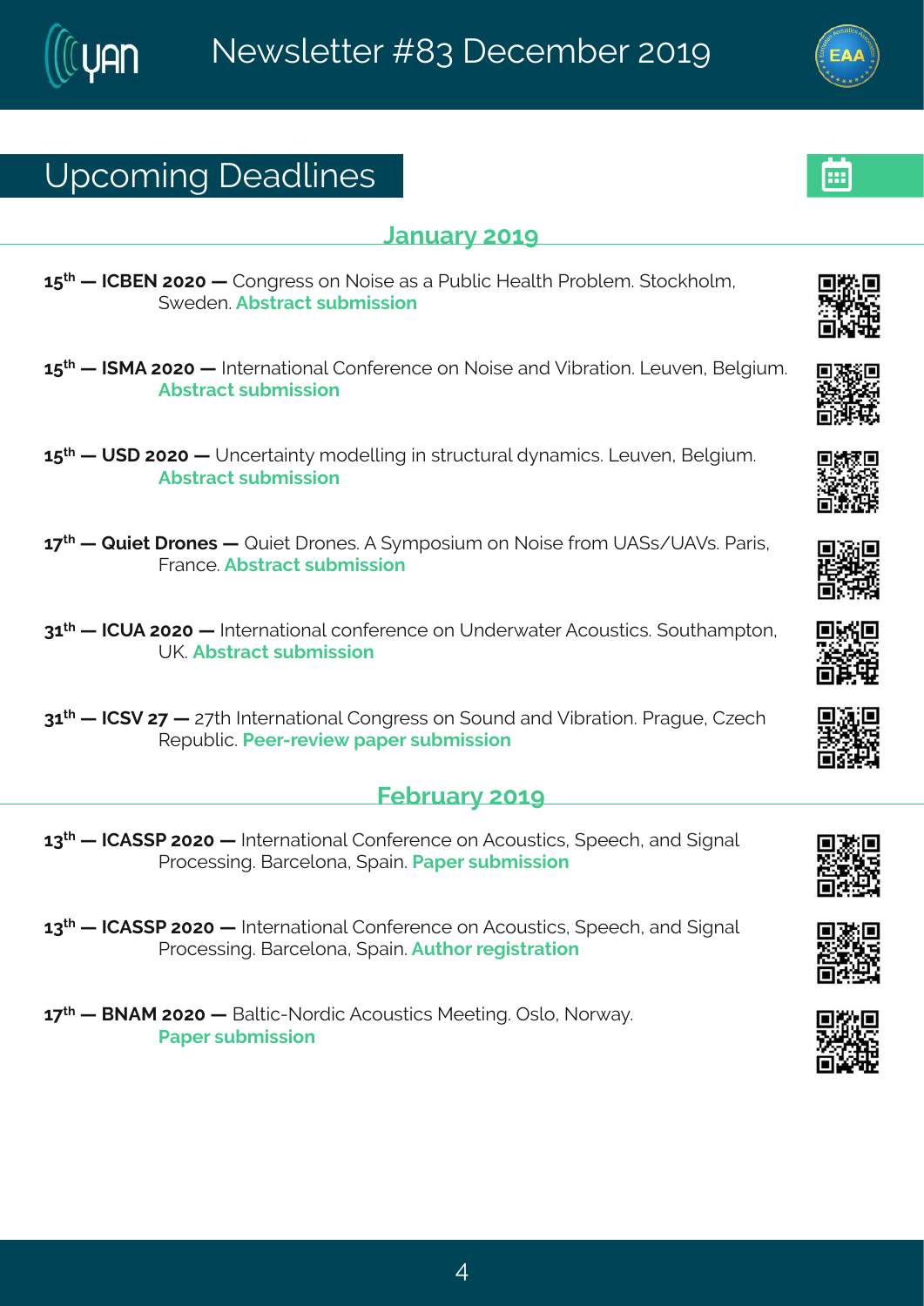## Upcoming Deadlines

### January 2019

**15th — ICBEN 2020 —** Congress on Noise as a Public Health Problem. Stockholm, Sweden. **Abstract submission**

**15th — ISMA 2020 —** International Conference on Noise and Vibration. Leuven, Belgium. **Abstract submission**

**15th — USD 2020 —** Uncertainty modelling in structural dynamics. Leuven, Belgium. **Abstract submission**

**17th — Quiet Drones —** Quiet Drones. A Symposium on Noise from UASs/UAVs. Paris, France. **Abstract submission**

**31th — ICUA 2020 —** International conference on Underwater Acoustics. Southampton, UK. **Abstract submission**

**31th — ICSV 27 —** 27th International Congress on Sound and Vibration. Prague, Czech Republic. **Peer-review paper submission**

### February 2019

**13th — ICASSP 2020 —** International Conference on Acoustics, Speech, and Signal Processing. Barcelona, Spain. **Paper submission**

**13th — ICASSP 2020 —** International Conference on Acoustics, Speech, and Signal Processing. Barcelona, Spain. **Author registration**

**17th — BNAM 2020 —** Baltic-Nordic Acoustics Meeting. Oslo, Norway. **Paper submission**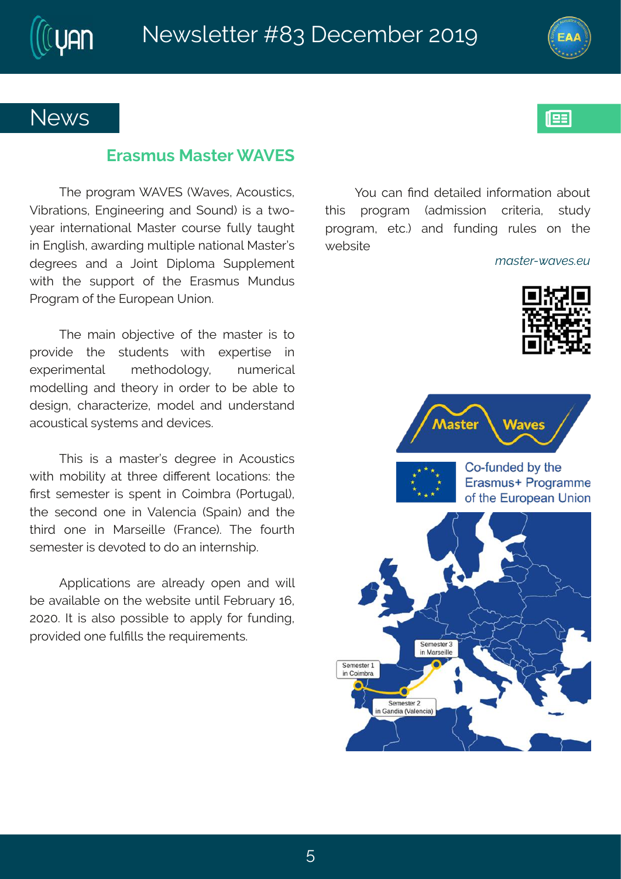# News

## Erasmus Master WAVES

The program WAVES (Waves, Acoustics, Vibrations, Engineering and Sound) is a two-year international Master course fully taught in English, awarding multiple national Master's degrees and a Joint Diploma Supplement with the support of the Erasmus Mundus Program of the European Union.

The main objective of the master is to provide the students with expertise in experimental methodology, numerical modelling and theory in order to be able to design, characterize, model and understand acoustical systems and devices.

This is a master's degree in Acoustics with mobility at three different locations: the first semester is spent in Coimbra (Portugal), the second one in Valencia (Spain) and the third one in Marseille (France). The fourth semester is devoted to do an internship.

Applications are already open and will be available on the website until February 16, 2020. It is also possible to apply for funding, provided one fulfills the requirements.

You can find detailed information about this program (admission criteria, study program, etc.) and funding rules on the website

*master-waves.eu*

Co-funded by the Erasmus+ Programme of the European Union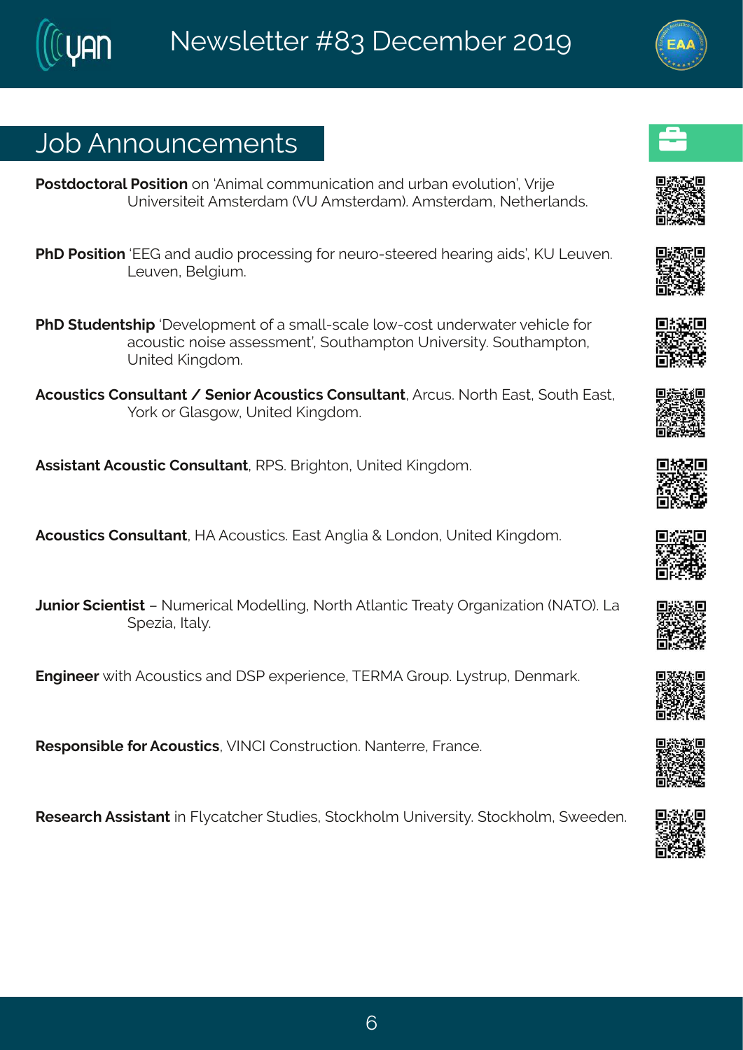## Job Announcements

**Postdoctoral Position** on 'Animal communication and urban evolution', Vrije Universiteit Amsterdam (VU Amsterdam). Amsterdam, Netherlands.

**PhD Position** 'EEG and audio processing for neuro-steered hearing aids', KU Leuven. Leuven, Belgium.

**PhD Studentship** 'Development of a small-scale low-cost underwater vehicle for acoustic noise assessment', Southampton University. Southampton, United Kingdom.

**Acoustics Consultant / Senior Acoustics Consultant**, Arcus. North East, South East, York or Glasgow, United Kingdom.

**Assistant Acoustic Consultant**, RPS. Brighton, United Kingdom.

**Acoustics Consultant**, HA Acoustics. East Anglia & London, United Kingdom.

**Junior Scientist** – Numerical Modelling, North Atlantic Treaty Organization (NATO). La Spezia, Italy.

**Engineer** with Acoustics and DSP experience, TERMA Group. Lystrup, Denmark.

**Responsible for Acoustics**, VINCI Construction. Nanterre, France.

**Research Assistant** in Flycatcher Studies, Stockholm University. Stockholm, Sweeden.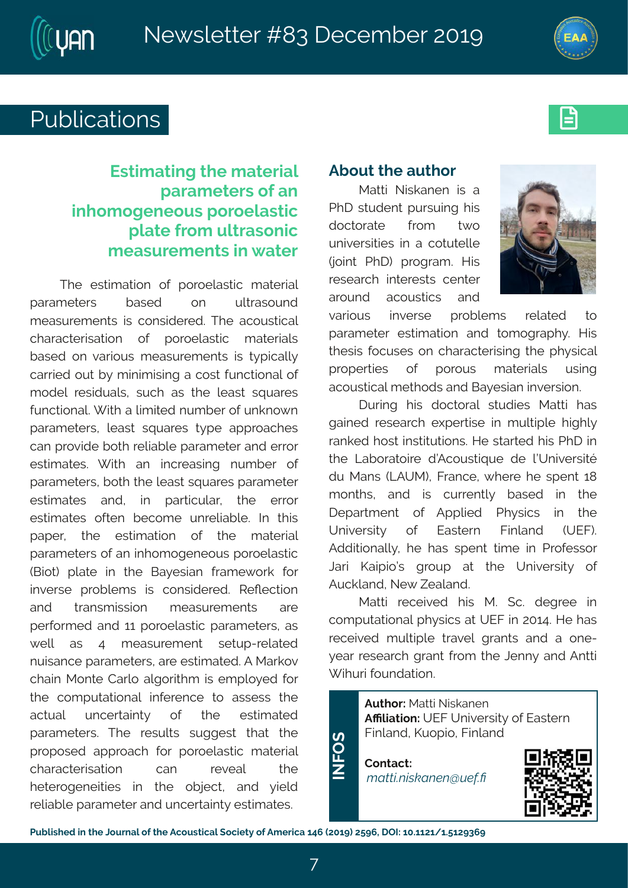## Publications

### Estimating the material parameters of an inhomogeneous poroelastic plate from ultrasonic measurements in water

The estimation of poroelastic material parameters based on ultrasound measurements is considered. The acoustical characterisation of poroelastic materials based on various measurements is typically carried out by minimising a cost functional of model residuals, such as the least squares functional. With a limited number of unknown parameters, least squares type approaches can provide both reliable parameter and error estimates. With an increasing number of parameters, both the least squares parameter estimates and, in particular, the error estimates often become unreliable. In this paper, the estimation of the material parameters of an inhomogeneous poroelastic (Biot) plate in the Bayesian framework for inverse problems is considered. Reflection and transmission measurements are performed and 11 poroelastic parameters, as well as 4 measurement setup-related nuisance parameters, are estimated. A Markov chain Monte Carlo algorithm is employed for the computational inference to assess the actual uncertainty of the estimated parameters. The results suggest that the proposed approach for poroelastic material characterisation can reveal the heterogeneities in the object, and yield reliable parameter and uncertainty estimates.

### About the author

Matti Niskanen is a PhD student pursuing his doctorate from two universities in a cotutelle (joint PhD) program. His research interests center around acoustics and various inverse problems related to parameter estimation and tomography. His thesis focuses on characterising the physical properties of porous materials using acoustical methods and Bayesian inversion.

During his doctoral studies Matti has gained research expertise in multiple highly ranked host institutions. He started his PhD in the Laboratoire d'Acoustique de l'Université du Mans (LAUM), France, where he spent 18 months, and is currently based in the Department of Applied Physics in the University of Eastern Finland (UEF). Additionally, he has spent time in Professor Jari Kaipio's group at the University of Auckland, New Zealand.

Matti received his M. Sc. degree in computational physics at UEF in 2014. He has received multiple travel grants and a one-year research grant from the Jenny and Antti Wihuri foundation.

**INFOS**

**Author:** Matti Niskanen
**Affiliation:** UEF University of Eastern Finland, Kuopio, Finland

**Contact:** *matti.niskanen@uef.fi*

**Published in the Journal of the Acoustical Society of America 146 (2019) 2596, DOI: 10.1121/1.5129369**